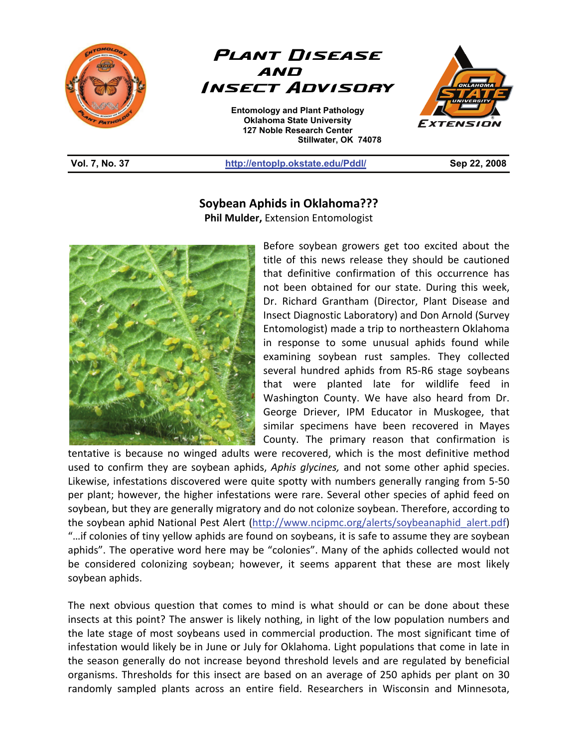# Plant Disease and Insect Advisory

Entomology and Plant Pathology
Oklahoma State University
127 Noble Research Center
Stillwater, OK 74078

**Vol. 7, No. 37** | **http://entoplp.okstate.edu/Pddl/** | **Sep 22, 2008**

## Soybean Aphids in Oklahoma???

**Phil Mulder,** Extension Entomologist

Before soybean growers get too excited about the title of this news release they should be cautioned that definitive confirmation of this occurrence has not been obtained for our state. During this week, Dr. Richard Grantham (Director, Plant Disease and Insect Diagnostic Laboratory) and Don Arnold (Survey Entomologist) made a trip to northeastern Oklahoma in response to some unusual aphids found while examining soybean rust samples. They collected several hundred aphids from R5-R6 stage soybeans that were planted late for wildlife feed in Washington County. We have also heard from Dr. George Driever, IPM Educator in Muskogee, that similar specimens have been recovered in Mayes County. The primary reason that confirmation is tentative is because no winged adults were recovered, which is the most definitive method used to confirm they are soybean aphids, *Aphis glycines,* and not some other aphid species. Likewise, infestations discovered were quite spotty with numbers generally ranging from 5-50 per plant; however, the higher infestations were rare. Several other species of aphid feed on soybean, but they are generally migratory and do not colonize soybean. Therefore, according to the soybean aphid National Pest Alert (http://www.ncipmc.org/alerts/soybeanaphid_alert.pdf) "…if colonies of tiny yellow aphids are found on soybeans, it is safe to assume they are soybean aphids". The operative word here may be "colonies". Many of the aphids collected would not be considered colonizing soybean; however, it seems apparent that these are most likely soybean aphids.

The next obvious question that comes to mind is what should or can be done about these insects at this point? The answer is likely nothing, in light of the low population numbers and the late stage of most soybeans used in commercial production. The most significant time of infestation would likely be in June or July for Oklahoma. Light populations that come in late in the season generally do not increase beyond threshold levels and are regulated by beneficial organisms. Thresholds for this insect are based on an average of 250 aphids per plant on 30 randomly sampled plants across an entire field. Researchers in Wisconsin and Minnesota,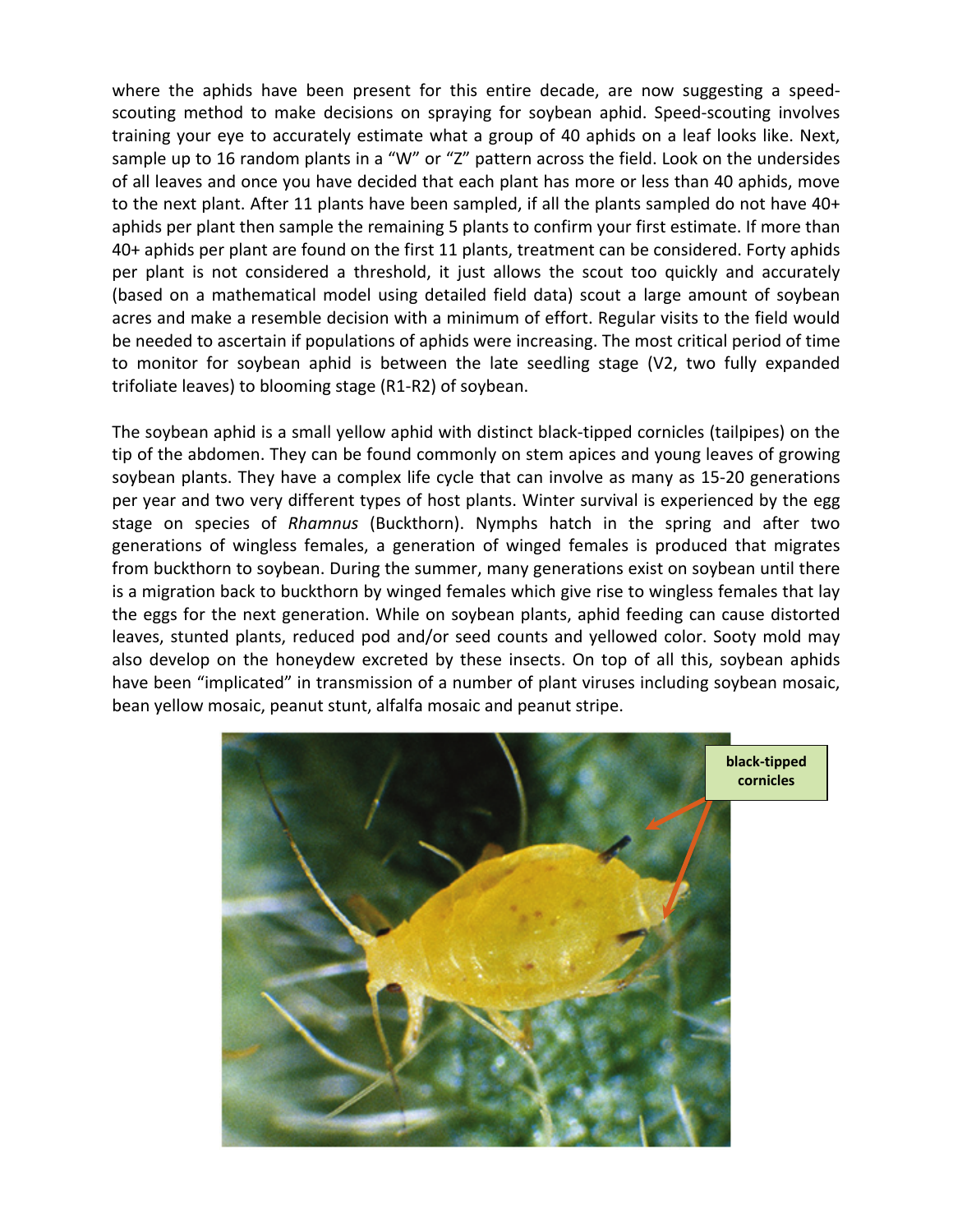where the aphids have been present for this entire decade, are now suggesting a speed-scouting method to make decisions on spraying for soybean aphid. Speed-scouting involves training your eye to accurately estimate what a group of 40 aphids on a leaf looks like. Next, sample up to 16 random plants in a "W" or "Z" pattern across the field. Look on the undersides of all leaves and once you have decided that each plant has more or less than 40 aphids, move to the next plant. After 11 plants have been sampled, if all the plants sampled do not have 40+ aphids per plant then sample the remaining 5 plants to confirm your first estimate. If more than 40+ aphids per plant are found on the first 11 plants, treatment can be considered. Forty aphids per plant is not considered a threshold, it just allows the scout too quickly and accurately (based on a mathematical model using detailed field data) scout a large amount of soybean acres and make a resemble decision with a minimum of effort. Regular visits to the field would be needed to ascertain if populations of aphids were increasing. The most critical period of time to monitor for soybean aphid is between the late seedling stage (V2, two fully expanded trifoliate leaves) to blooming stage (R1-R2) of soybean.

The soybean aphid is a small yellow aphid with distinct black-tipped cornicles (tailpipes) on the tip of the abdomen. They can be found commonly on stem apices and young leaves of growing soybean plants. They have a complex life cycle that can involve as many as 15-20 generations per year and two very different types of host plants. Winter survival is experienced by the egg stage on species of *Rhamnus* (Buckthorn). Nymphs hatch in the spring and after two generations of wingless females, a generation of winged females is produced that migrates from buckthorn to soybean. During the summer, many generations exist on soybean until there is a migration back to buckthorn by winged females which give rise to wingless females that lay the eggs for the next generation. While on soybean plants, aphid feeding can cause distorted leaves, stunted plants, reduced pod and/or seed counts and yellowed color. Sooty mold may also develop on the honeydew excreted by these insects. On top of all this, soybean aphids have been "implicated" in transmission of a number of plant viruses including soybean mosaic, bean yellow mosaic, peanut stunt, alfalfa mosaic and peanut stripe.

**black-tipped cornicles**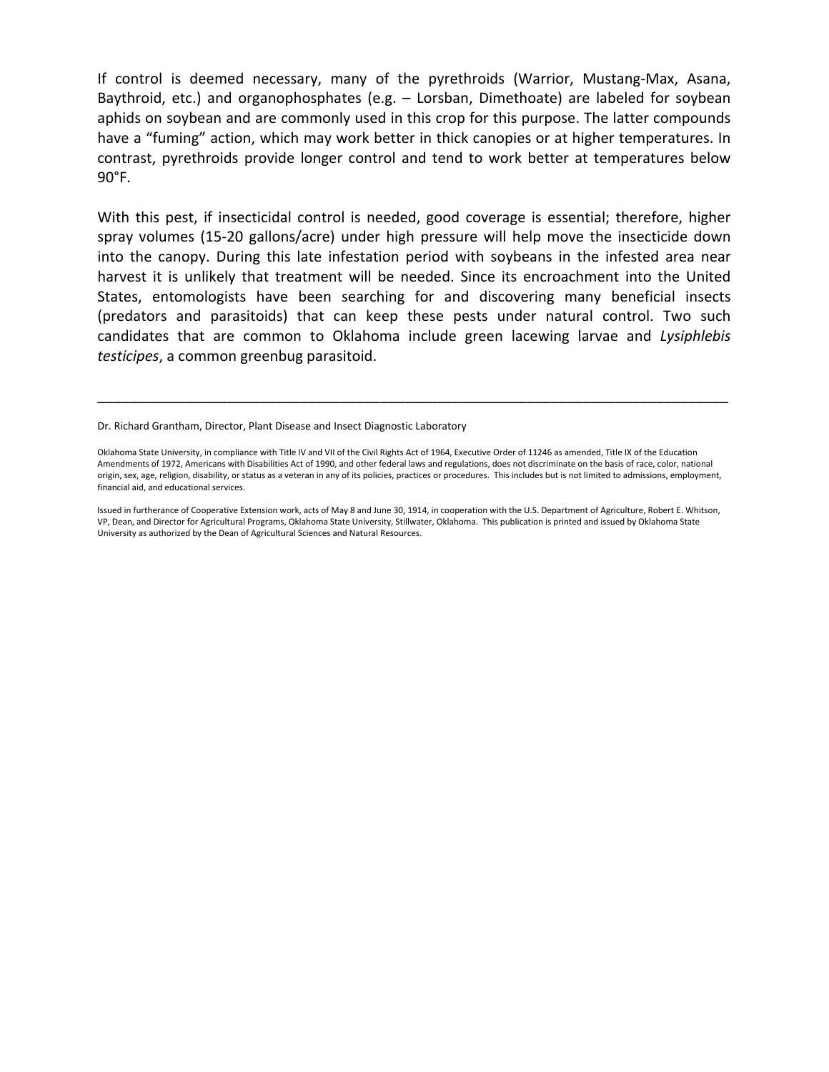If control is deemed necessary, many of the pyrethroids (Warrior, Mustang-Max, Asana, Baythroid, etc.) and organophosphates (e.g. – Lorsban, Dimethoate) are labeled for soybean aphids on soybean and are commonly used in this crop for this purpose. The latter compounds have a "fuming" action, which may work better in thick canopies or at higher temperatures. In contrast, pyrethroids provide longer control and tend to work better at temperatures below 90°F.

With this pest, if insecticidal control is needed, good coverage is essential; therefore, higher spray volumes (15-20 gallons/acre) under high pressure will help move the insecticide down into the canopy. During this late infestation period with soybeans in the infested area near harvest it is unlikely that treatment will be needed. Since its encroachment into the United States, entomologists have been searching for and discovering many beneficial insects (predators and parasitoids) that can keep these pests under natural control. Two such candidates that are common to Oklahoma include green lacewing larvae and *Lysiphlebis testicipes*, a common greenbug parasitoid.

---

Dr. Richard Grantham, Director, Plant Disease and Insect Diagnostic Laboratory

Oklahoma State University, in compliance with Title IV and VII of the Civil Rights Act of 1964, Executive Order of 11246 as amended, Title IX of the Education Amendments of 1972, Americans with Disabilities Act of 1990, and other federal laws and regulations, does not discriminate on the basis of race, color, national origin, sex, age, religion, disability, or status as a veteran in any of its policies, practices or procedures. This includes but is not limited to admissions, employment, financial aid, and educational services.

Issued in furtherance of Cooperative Extension work, acts of May 8 and June 30, 1914, in cooperation with the U.S. Department of Agriculture, Robert E. Whitson, VP, Dean, and Director for Agricultural Programs, Oklahoma State University, Stillwater, Oklahoma. This publication is printed and issued by Oklahoma State University as authorized by the Dean of Agricultural Sciences and Natural Resources.